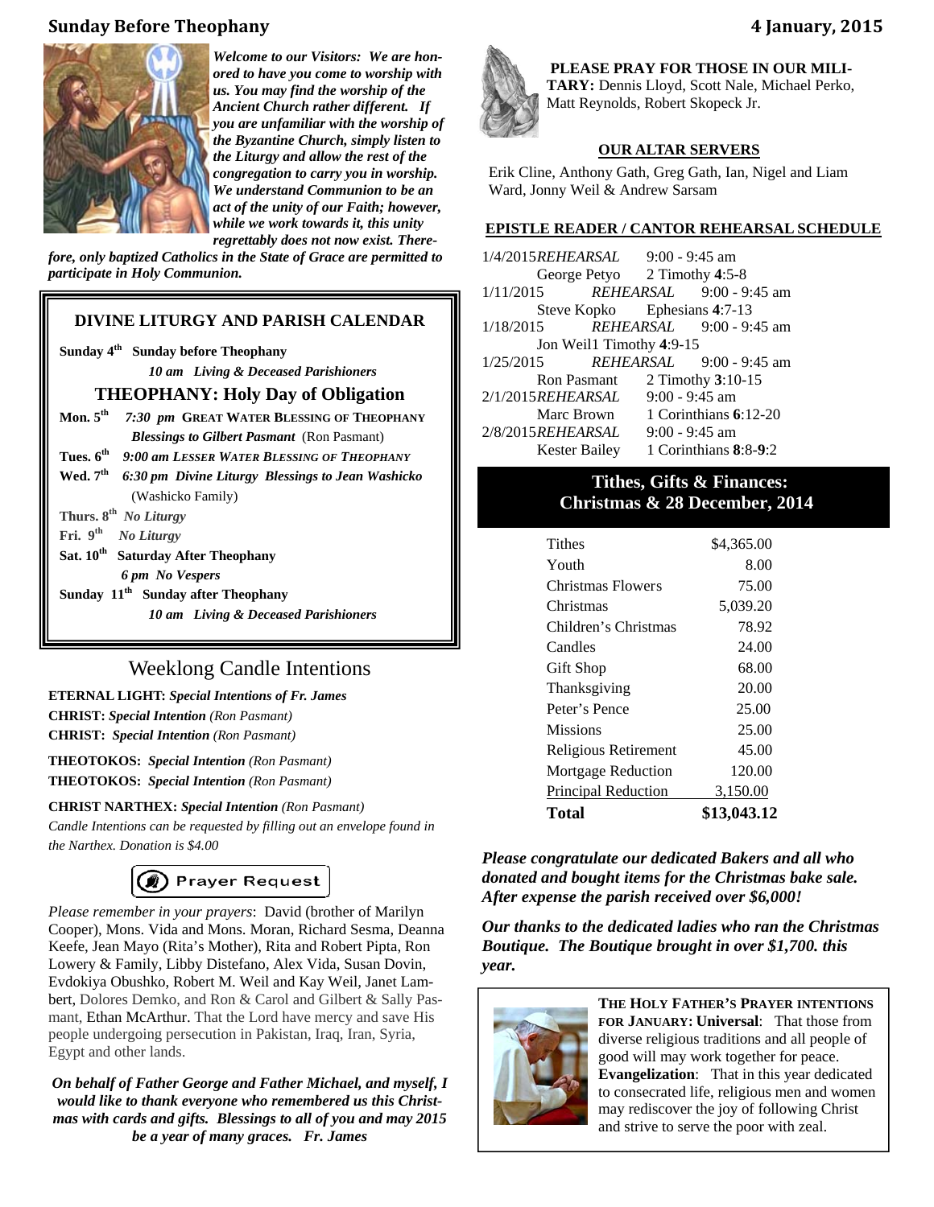# Sunday Before Theophany

4 January, 2015

***Welcome to our Visitors: We are honored to have you come to worship with us. You may find the worship of the Ancient Church rather different. If you are unfamiliar with the worship of the Byzantine Church, simply listen to the Liturgy and allow the rest of the congregation to carry you in worship. We understand Communion to be an act of the unity of our Faith; however, while we work towards it, this unity regrettably does not now exist. Therefore, only baptized Catholics in the State of Grace are permitted to participate in Holy Communion.***

## DIVINE LITURGY AND PARISH CALENDAR

**Sunday 4th Sunday before Theophany**
***10 am Living & Deceased Parishioners***

### THEOPHANY: Holy Day of Obligation

**Mon. 5th** ***7:30 pm* GREAT WATER BLESSING OF THEOPHANY**
***Blessings to Gilbert Pasmant*** (Ron Pasmant)

**Tues. 6th** ***9:00 am LESSER WATER BLESSING OF THEOPHANY***

**Wed. 7th** ***6:30 pm Divine Liturgy Blessings to Jean Washicko*** (Washicko Family)

**Thurs. 8th** ***No Liturgy***

**Fri. 9th** ***No Liturgy***

**Sat. 10th Saturday After Theophany**
***6 pm No Vespers***

**Sunday 11th Sunday after Theophany**
***10 am Living & Deceased Parishioners***

## Weeklong Candle Intentions

**ETERNAL LIGHT: *Special Intentions of Fr. James***

**CHRIST: *Special Intention*** *(Ron Pasmant)*

**CHRIST: *Special Intention*** *(Ron Pasmant)*

**THEOTOKOS: *Special Intention*** *(Ron Pasmant)*

**THEOTOKOS: *Special Intention*** *(Ron Pasmant)*

**CHRIST NARTHEX: *Special Intention*** *(Ron Pasmant)*

*Candle Intentions can be requested by filling out an envelope found in the Narthex. Donation is $4.00*

**Prayer Request**

*Please remember in your prayers*: David (brother of Marilyn Cooper), Mons. Vida and Mons. Moran, Richard Sesma, Deanna Keefe, Jean Mayo (Rita's Mother), Rita and Robert Pipta, Ron Lowery & Family, Libby Distefano, Alex Vida, Susan Dovin, Evdokiya Obushko, Robert M. Weil and Kay Weil, Janet Lambert, Dolores Demko, and Ron & Carol and Gilbert & Sally Pasmant, Ethan McArthur. That the Lord have mercy and save His people undergoing persecution in Pakistan, Iraq, Iran, Syria, Egypt and other lands.

***On behalf of Father George and Father Michael, and myself, I would like to thank everyone who remembered us this Christmas with cards and gifts. Blessings to all of you and may 2015 be a year of many graces. Fr. James***

**PLEASE PRAY FOR THOSE IN OUR MILITARY:** Dennis Lloyd, Scott Nale, Michael Perko, Matt Reynolds, Robert Skopeck Jr.

**OUR ALTAR SERVERS**

Erik Cline, Anthony Gath, Greg Gath, Ian, Nigel and Liam Ward, Jonny Weil & Andrew Sarsam

**EPISTLE READER / CANTOR REHEARSAL SCHEDULE**

| Date | Reader | Reading / Rehearsal |
|---|---|---|
| 1/4/2015 | *REHEARSAL* | 9:00 - 9:45 am |
| | George Petyo | 2 Timothy **4**:5-8 |
| 1/11/2015 | *REHEARSAL* | 9:00 - 9:45 am |
| | Steve Kopko | Ephesians **4**:7-13 |
| 1/18/2015 | *REHEARSAL* | 9:00 - 9:45 am |
| | Jon Weil | 1 Timothy **4**:9-15 |
| 1/25/2015 | *REHEARSAL* | 9:00 - 9:45 am |
| | Ron Pasmant | 2 Timothy **3**:10-15 |
| 2/1/2015 | *REHEARSAL* | 9:00 - 9:45 am |
| | Marc Brown | 1 Corinthians **6**:12-20 |
| 2/8/2015 | *REHEARSAL* | 9:00 - 9:45 am |
| | Kester Bailey | 1 Corinthians **8**:8-**9**:2 |

## Tithes, Gifts & Finances: Christmas & 28 December, 2014

| Item | Amount |
|---|---|
| Tithes | $4,365.00 |
| Youth | 8.00 |
| Christmas Flowers | 75.00 |
| Christmas | 5,039.20 |
| Children's Christmas | 78.92 |
| Candles | 24.00 |
| Gift Shop | 68.00 |
| Thanksgiving | 20.00 |
| Peter's Pence | 25.00 |
| Missions | 25.00 |
| Religious Retirement | 45.00 |
| Mortgage Reduction | 120.00 |
| Principal Reduction | 3,150.00 |
| **Total** | **$13,043.12** |

***Please congratulate our dedicated Bakers and all who donated and bought items for the Christmas bake sale. After expense the parish received over $6,000!***

***Our thanks to the dedicated ladies who ran the Christmas Boutique. The Boutique brought in over $1,700. this year.***

**THE HOLY FATHER'S PRAYER INTENTIONS FOR JANUARY: Universal**: That those from diverse religious traditions and all people of good will may work together for peace. **Evangelization**: That in this year dedicated to consecrated life, religious men and women may rediscover the joy of following Christ and strive to serve the poor with zeal.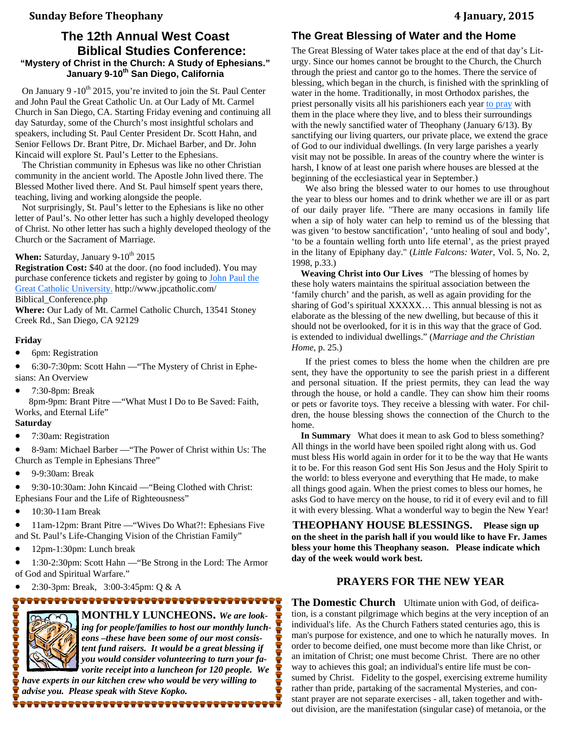## The 12th Annual West Coast Biblical Studies Conference:

### "Mystery of Christ in the Church: A Study of Ephesians." January 9-10th San Diego, California

On January 9 -10th 2015, you're invited to join the St. Paul Center and John Paul the Great Catholic Un. at Our Lady of Mt. Carmel Church in San Diego, CA. Starting Friday evening and continuing all day Saturday, some of the Church's most insightful scholars and speakers, including St. Paul Center President Dr. Scott Hahn, and Senior Fellows Dr. Brant Pitre, Dr. Michael Barber, and Dr. John Kincaid will explore St. Paul's Letter to the Ephesians.

The Christian community in Ephesus was like no other Christian community in the ancient world. The Apostle John lived there. The Blessed Mother lived there. And St. Paul himself spent years there, teaching, living and working alongside the people.

Not surprisingly, St. Paul's letter to the Ephesians is like no other letter of Paul's. No other letter has such a highly developed theology of Christ. No other letter has such a highly developed theology of the Church or the Sacrament of Marriage.

**When:** Saturday, January 9-10th 2015
**Registration Cost:** $40 at the door. (no food included). You may purchase conference tickets and register by going to John Paul the Great Catholic University. http://www.jpcatholic.com/Biblical_Conference.php
**Where:** Our Lady of Mt. Carmel Catholic Church, 13541 Stoney Creek Rd., San Diego, CA 92129

**Friday**

- 6pm: Registration
- 6:30-7:30pm: Scott Hahn —"The Mystery of Christ in Ephesians: An Overview
- 7:30-8pm: Break

8pm-9pm: Brant Pitre —"What Must I Do to Be Saved: Faith, Works, and Eternal Life"

**Saturday**

- 7:30am: Registration
- 8-9am: Michael Barber —"The Power of Christ within Us: The Church as Temple in Ephesians Three"
- 9-9:30am: Break
- 9:30-10:30am: John Kincaid —"Being Clothed with Christ: Ephesians Four and the Life of Righteousness"
- 10:30-11am Break
- 11am-12pm: Brant Pitre —"Wives Do What?!: Ephesians Five and St. Paul's Life-Changing Vision of the Christian Family"
- 12pm-1:30pm: Lunch break
- 1:30-2:30pm: Scott Hahn —"Be Strong in the Lord: The Armor of God and Spiritual Warfare."
- 2:30-3pm: Break, 3:00-3:45pm: Q & A

**MONTHLY LUNCHEONS.** ***We are looking for people/families to host our monthly luncheons –these have been some of our most consistent fund raisers. It would be a great blessing if you would consider volunteering to turn your favorite receipt into a luncheon for 120 people. We have experts in our kitchen crew who would be very willing to advise you. Please speak with Steve Kopko.***

## The Great Blessing of Water and the Home

The Great Blessing of Water takes place at the end of that day's Liturgy. Since our homes cannot be brought to the Church, the Church through the priest and cantor go to the homes. There the service of blessing, which began in the church, is finished with the sprinkling of water in the home. Traditionally, in most Orthodox parishes, the priest personally visits all his parishioners each year to pray with them in the place where they live, and to bless their surroundings with the newly sanctified water of Theophany (January 6/13). By sanctifying our living quarters, our private place, we extend the grace of God to our individual dwellings. (In very large parishes a yearly visit may not be possible. In areas of the country where the winter is harsh, I know of at least one parish where houses are blessed at the beginning of the ecclesiastical year in September.)

We also bring the blessed water to our homes to use throughout the year to bless our homes and to drink whether we are ill or as part of our daily prayer life. "There are many occasions in family life when a sip of holy water can help to remind us of the blessing that was given 'to bestow sanctification', 'unto healing of soul and body', 'to be a fountain welling forth unto life eternal', as the priest prayed in the litany of Epiphany day." (*Little Falcons: Water*, Vol. 5, No. 2, 1998, p.33.)

**Weaving Christ into Our Lives** "The blessing of homes by these holy waters maintains the spiritual association between the 'family church' and the parish, as well as again providing for the sharing of God's spiritual XXXXX… This annual blessing is not as elaborate as the blessing of the new dwelling, but because of this it should not be overlooked, for it is in this way that the grace of God. is extended to individual dwellings." (*Marriage and the Christian Home*, p. 25.)

If the priest comes to bless the home when the children are present, they have the opportunity to see the parish priest in a different and personal situation. If the priest permits, they can lead the way through the house, or hold a candle. They can show him their rooms or pets or favorite toys. They receive a blessing with water. For children, the house blessing shows the connection of the Church to the home.

**In Summary** What does it mean to ask God to bless something? All things in the world have been spoiled right along with us. God must bless His world again in order for it to be the way that He wants it to be. For this reason God sent His Son Jesus and the Holy Spirit to the world: to bless everyone and everything that He made, to make all things good again. When the priest comes to bless our homes, he asks God to have mercy on the house, to rid it of every evil and to fill it with every blessing. What a wonderful way to begin the New Year!

**THEOPHANY HOUSE BLESSINGS. Please sign up on the sheet in the parish hall if you would like to have Fr. James bless your home this Theophany season. Please indicate which day of the week would work best.**

## PRAYERS FOR THE NEW YEAR

**The Domestic Church** Ultimate union with God, of deification, is a constant pilgrimage which begins at the very inception of an individual's life. As the Church Fathers stated centuries ago, this is man's purpose for existence, and one to which he naturally moves. In order to become deified, one must become more than like Christ, or an imitation of Christ; one must become Christ. There are no other way to achieves this goal; an individual's entire life must be consumed by Christ. Fidelity to the gospel, exercising extreme humility rather than pride, partaking of the sacramental Mysteries, and constant prayer are not separate exercises - all, taken together and without division, are the manifestation (singular case) of metanoia, or the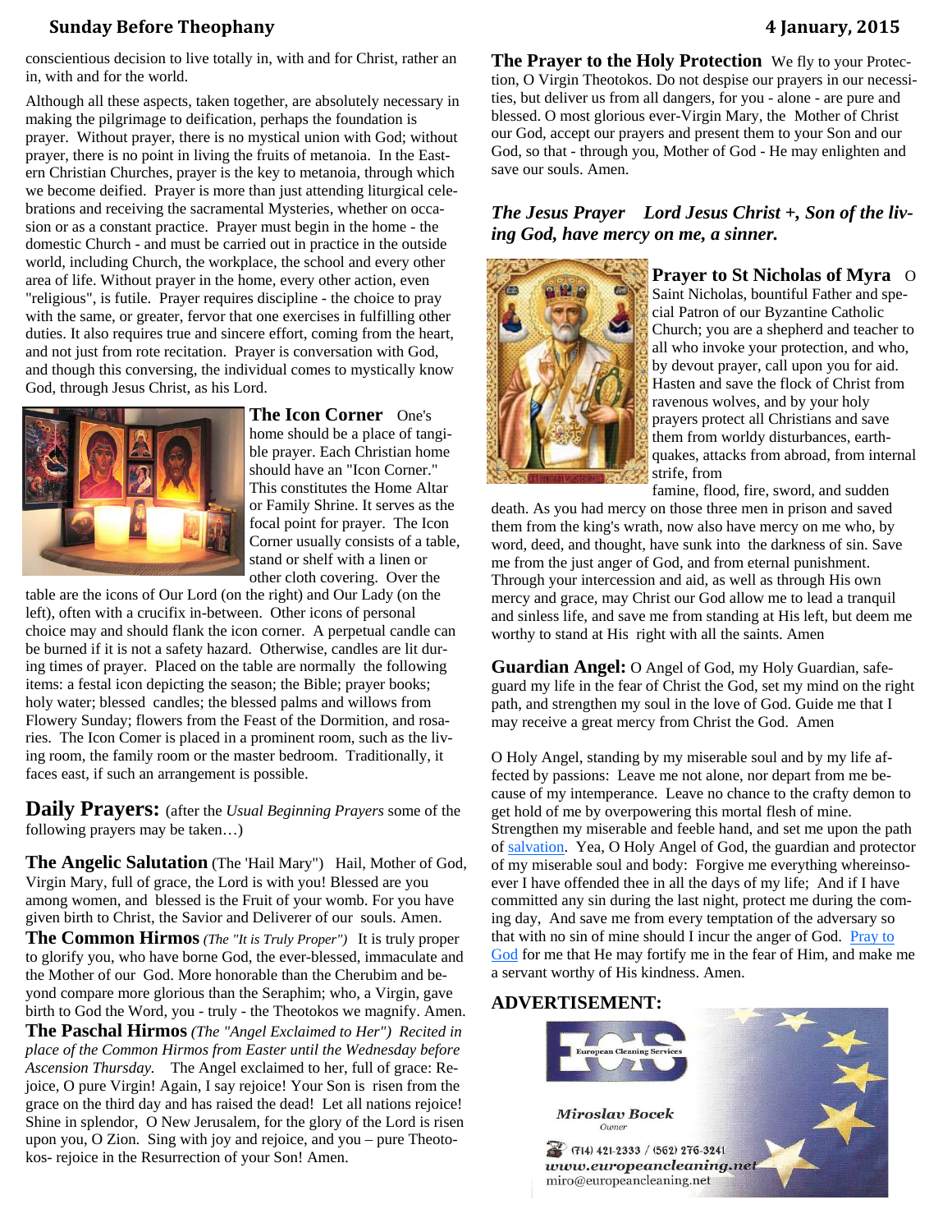conscientious decision to live totally in, with and for Christ, rather an in, with and for the world.

Although all these aspects, taken together, are absolutely necessary in making the pilgrimage to deification, perhaps the foundation is prayer. Without prayer, there is no mystical union with God; without prayer, there is no point in living the fruits of metanoia. In the Eastern Christian Churches, prayer is the key to metanoia, through which we become deified. Prayer is more than just attending liturgical celebrations and receiving the sacramental Mysteries, whether on occasion or as a constant practice. Prayer must begin in the home - the domestic Church - and must be carried out in practice in the outside world, including Church, the workplace, the school and every other area of life. Without prayer in the home, every other action, even "religious", is futile. Prayer requires discipline - the choice to pray with the same, or greater, fervor that one exercises in fulfilling other duties. It also requires true and sincere effort, coming from the heart, and not just from rote recitation. Prayer is conversation with God, and though this conversing, the individual comes to mystically know God, through Jesus Christ, as his Lord.

**The Icon Corner** One's home should be a place of tangible prayer. Each Christian home should have an "Icon Corner." This constitutes the Home Altar or Family Shrine. It serves as the focal point for prayer. The Icon Corner usually consists of a table, stand or shelf with a linen or other cloth covering. Over the table are the icons of Our Lord (on the right) and Our Lady (on the left), often with a crucifix in-between. Other icons of personal choice may and should flank the icon corner. A perpetual candle can be burned if it is not a safety hazard. Otherwise, candles are lit during times of prayer. Placed on the table are normally the following items: a festal icon depicting the season; the Bible; prayer books; holy water; blessed candles; the blessed palms and willows from Flowery Sunday; flowers from the Feast of the Dormition, and rosaries. The Icon Comer is placed in a prominent room, such as the living room, the family room or the master bedroom. Traditionally, it faces east, if such an arrangement is possible.

## Daily Prayers:
(after the *Usual Beginning Prayers* some of the following prayers may be taken…)

**The Angelic Salutation** (The 'Hail Mary") Hail, Mother of God, Virgin Mary, full of grace, the Lord is with you! Blessed are you among women, and blessed is the Fruit of your womb. For you have given birth to Christ, the Savior and Deliverer of our souls. Amen.

**The Common Hirmos** *(The "It is Truly Proper")* It is truly proper to glorify you, who have borne God, the ever-blessed, immaculate and the Mother of our God. More honorable than the Cherubim and beyond compare more glorious than the Seraphim; who, a Virgin, gave birth to God the Word, you - truly - the Theotokos we magnify. Amen.

**The Paschal Hirmos** *(The "Angel Exclaimed to Her") Recited in place of the Common Hirmos from Easter until the Wednesday before Ascension Thursday.* The Angel exclaimed to her, full of grace: Rejoice, O pure Virgin! Again, I say rejoice! Your Son is risen from the grace on the third day and has raised the dead! Let all nations rejoice! Shine in splendor, O New Jerusalem, for the glory of the Lord is risen upon you, O Zion. Sing with joy and rejoice, and you – pure Theotokos- rejoice in the Resurrection of your Son! Amen.

**The Prayer to the Holy Protection** We fly to your Protection, O Virgin Theotokos. Do not despise our prayers in our necessities, but deliver us from all dangers, for you - alone - are pure and blessed. O most glorious ever-Virgin Mary, the Mother of Christ our God, accept our prayers and present them to your Son and our God, so that - through you, Mother of God - He may enlighten and save our souls. Amen.

***The Jesus Prayer** Lord Jesus Christ +, Son of the living God, have mercy on me, a sinner.*

**Prayer to St Nicholas of Myra** O Saint Nicholas, bountiful Father and special Patron of our Byzantine Catholic Church; you are a shepherd and teacher to all who invoke your protection, and who, by devout prayer, call upon you for aid. Hasten and save the flock of Christ from ravenous wolves, and by your holy prayers protect all Christians and save them from worldly disturbances, earthquakes, attacks from abroad, from internal strife, from famine, flood, fire, sword, and sudden death. As you had mercy on those three men in prison and saved them from the king's wrath, now also have mercy on me who, by word, deed, and thought, have sunk into the darkness of sin. Save me from the just anger of God, and from eternal punishment. Through your intercession and aid, as well as through His own mercy and grace, may Christ our God allow me to lead a tranquil and sinless life, and save me from standing at His left, but deem me worthy to stand at His right with all the saints. Amen

**Guardian Angel:** O Angel of God, my Holy Guardian, safeguard my life in the fear of Christ the God, set my mind on the right path, and strengthen my soul in the love of God. Guide me that I may receive a great mercy from Christ the God. Amen

O Holy Angel, standing by my miserable soul and by my life affected by passions: Leave me not alone, nor depart from me because of my intemperance. Leave no chance to the crafty demon to get hold of me by overpowering this mortal flesh of mine. Strengthen my miserable and feeble hand, and set me upon the path of salvation. Yea, O Holy Angel of God, the guardian and protector of my miserable soul and body: Forgive me everything whereinsoever I have offended thee in all the days of my life; And if I have committed any sin during the last night, protect me during the coming day, And save me from every temptation of the adversary so that with no sin of mine should I incur the anger of God. Pray to God for me that He may fortify me in the fear of Him, and make me a servant worthy of His kindness. Amen.

**ADVERTISEMENT:**

European Cleaning Services

Miroslav Bocek
Owner

(714) 421-2333 / (562) 276-3241
www.europeancleaning.net
miro@europeancleaning.net